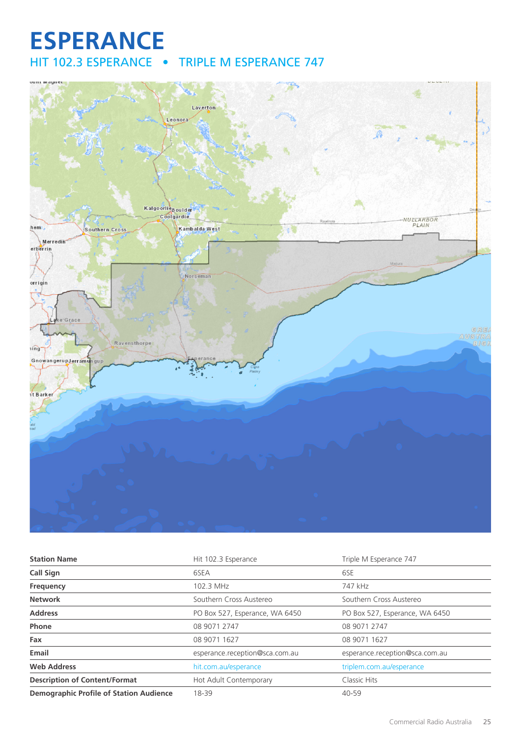# ESPERANCE

## HIT 102.3 ESPERANCE • TRIPLE M ESPERANCE 747

| Station Name | Hit 102.3 Esperance | Triple M Esperance 747 |
|---|---|---|
| Call Sign | 6SEA | 6SE |
| Frequency | 102.3 MHz | 747 kHz |
| Network | Southern Cross Austereo | Southern Cross Austereo |
| Address | PO Box 527, Esperance, WA 6450 | PO Box 527, Esperance, WA 6450 |
| Phone | 08 9071 2747 | 08 9071 2747 |
| Fax | 08 9071 1627 | 08 9071 1627 |
| Email | esperance.reception@sca.com.au | esperance.reception@sca.com.au |
| Web Address | hit.com.au/esperance | triplem.com.au/esperance |
| Description of Content/Format | Hot Adult Contemporary | Classic Hits |
| Demographic Profile of Station Audience | 18-39 | 40-59 |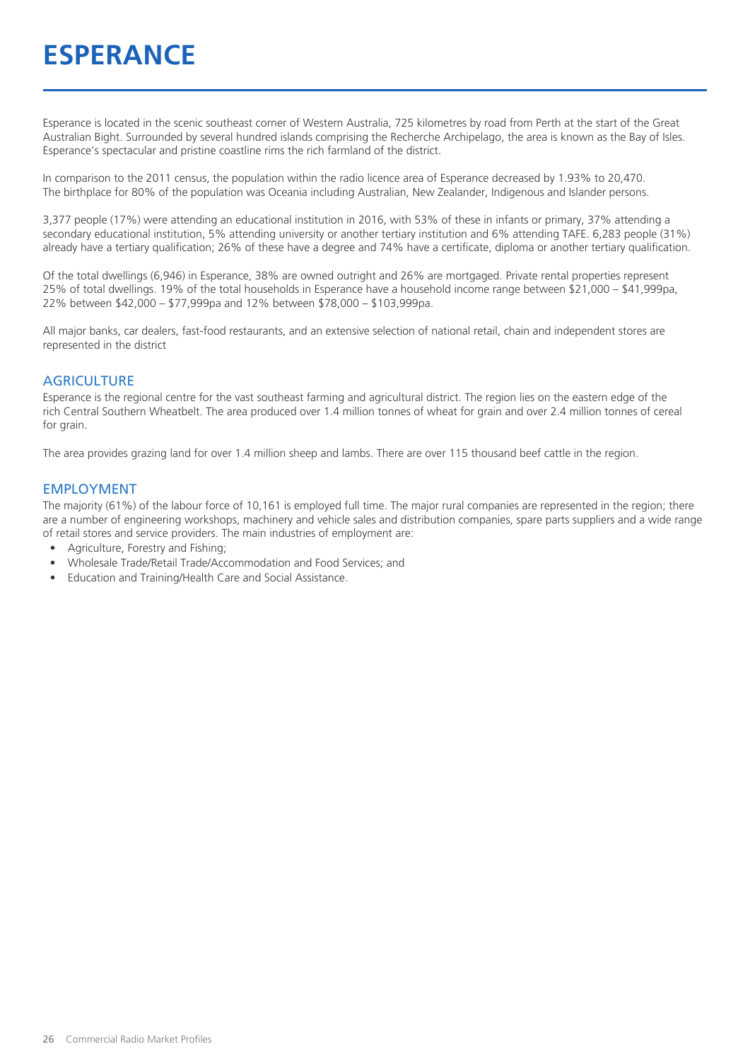# ESPERANCE

Esperance is located in the scenic southeast corner of Western Australia, 725 kilometres by road from Perth at the start of the Great Australian Bight. Surrounded by several hundred islands comprising the Recherche Archipelago, the area is known as the Bay of Isles. Esperance's spectacular and pristine coastline rims the rich farmland of the district.

In comparison to the 2011 census, the population within the radio licence area of Esperance decreased by 1.93% to 20,470. The birthplace for 80% of the population was Oceania including Australian, New Zealander, Indigenous and Islander persons.

3,377 people (17%) were attending an educational institution in 2016, with 53% of these in infants or primary, 37% attending a secondary educational institution, 5% attending university or another tertiary institution and 6% attending TAFE. 6,283 people (31%) already have a tertiary qualification; 26% of these have a degree and 74% have a certificate, diploma or another tertiary qualification.

Of the total dwellings (6,946) in Esperance, 38% are owned outright and 26% are mortgaged. Private rental properties represent 25% of total dwellings. 19% of the total households in Esperance have a household income range between $21,000 – $41,999pa, 22% between $42,000 – $77,999pa and 12% between $78,000 – $103,999pa.

All major banks, car dealers, fast-food restaurants, and an extensive selection of national retail, chain and independent stores are represented in the district

## AGRICULTURE

Esperance is the regional centre for the vast southeast farming and agricultural district. The region lies on the eastern edge of the rich Central Southern Wheatbelt. The area produced over 1.4 million tonnes of wheat for grain and over 2.4 million tonnes of cereal for grain.

The area provides grazing land for over 1.4 million sheep and lambs. There are over 115 thousand beef cattle in the region.

## EMPLOYMENT

The majority (61%) of the labour force of 10,161 is employed full time. The major rural companies are represented in the region; there are a number of engineering workshops, machinery and vehicle sales and distribution companies, spare parts suppliers and a wide range of retail stores and service providers. The main industries of employment are:

- Agriculture, Forestry and Fishing;
- Wholesale Trade/Retail Trade/Accommodation and Food Services; and
- Education and Training/Health Care and Social Assistance.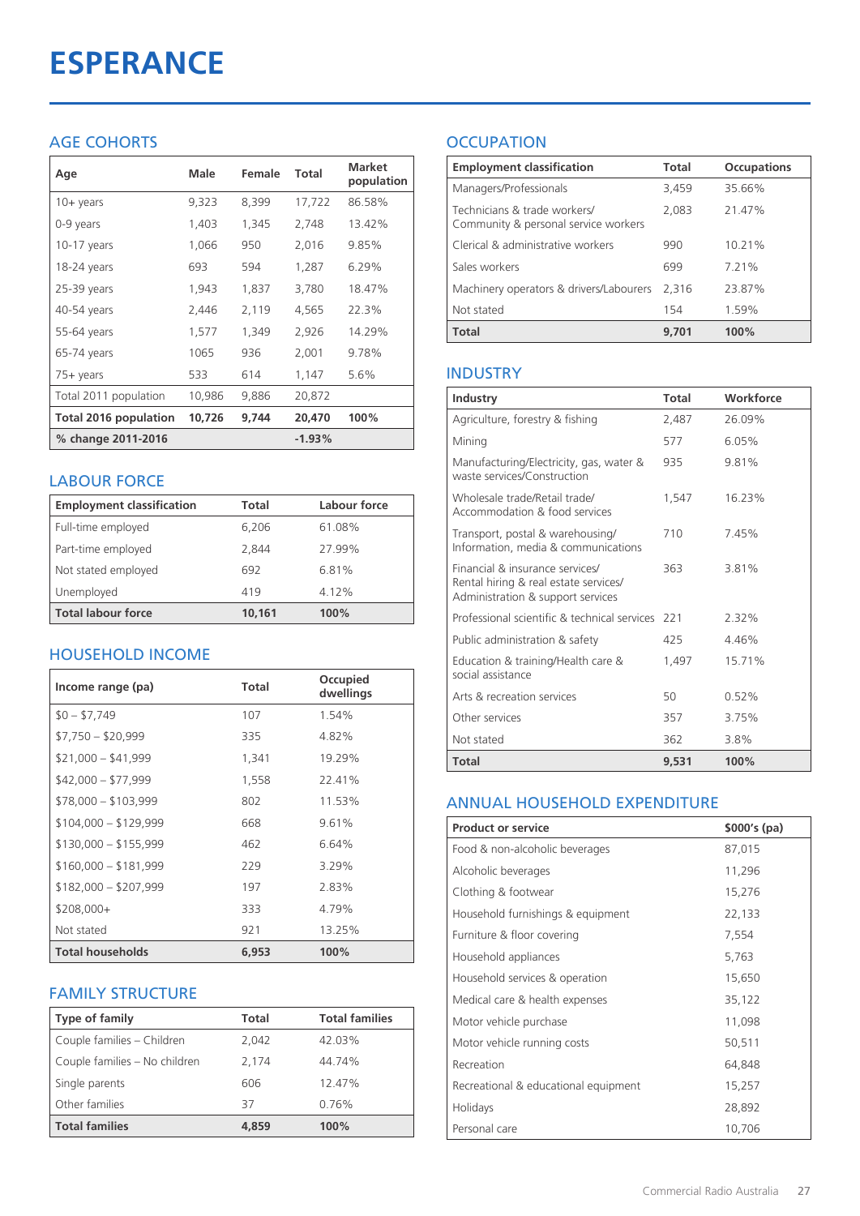# ESPERANCE

## AGE COHORTS

| Age | Male | Female | Total | Market population |
|---|---|---|---|---|
| 10+ years | 9,323 | 8,399 | 17,722 | 86.58% |
| 0-9 years | 1,403 | 1,345 | 2,748 | 13.42% |
| 10-17 years | 1,066 | 950 | 2,016 | 9.85% |
| 18-24 years | 693 | 594 | 1,287 | 6.29% |
| 25-39 years | 1,943 | 1,837 | 3,780 | 18.47% |
| 40-54 years | 2,446 | 2,119 | 4,565 | 22.3% |
| 55-64 years | 1,577 | 1,349 | 2,926 | 14.29% |
| 65-74 years | 1065 | 936 | 2,001 | 9.78% |
| 75+ years | 533 | 614 | 1,147 | 5.6% |
| Total 2011 population | 10,986 | 9,886 | 20,872 | |
| **Total 2016 population** | **10,726** | **9,744** | **20,470** | **100%** |
| **% change 2011-2016** | | | **-1.93%** | |

## LABOUR FORCE

| Employment classification | Total | Labour force |
|---|---|---|
| Full-time employed | 6,206 | 61.08% |
| Part-time employed | 2,844 | 27.99% |
| Not stated employed | 692 | 6.81% |
| Unemployed | 419 | 4.12% |
| **Total labour force** | **10,161** | **100%** |

## HOUSEHOLD INCOME

| Income range (pa) | Total | Occupied dwellings |
|---|---|---|
| $0 – $7,749 | 107 | 1.54% |
| $7,750 – $20,999 | 335 | 4.82% |
| $21,000 – $41,999 | 1,341 | 19.29% |
| $42,000 – $77,999 | 1,558 | 22.41% |
| $78,000 – $103,999 | 802 | 11.53% |
| $104,000 – $129,999 | 668 | 9.61% |
| $130,000 – $155,999 | 462 | 6.64% |
| $160,000 – $181,999 | 229 | 3.29% |
| $182,000 – $207,999 | 197 | 2.83% |
| $208,000+ | 333 | 4.79% |
| Not stated | 921 | 13.25% |
| **Total households** | **6,953** | **100%** |

## FAMILY STRUCTURE

| Type of family | Total | Total families |
|---|---|---|
| Couple families – Children | 2,042 | 42.03% |
| Couple families – No children | 2,174 | 44.74% |
| Single parents | 606 | 12.47% |
| Other families | 37 | 0.76% |
| **Total families** | **4,859** | **100%** |

## OCCUPATION

| Employment classification | Total | Occupations |
|---|---|---|
| Managers/Professionals | 3,459 | 35.66% |
| Technicians & trade workers/ Community & personal service workers | 2,083 | 21.47% |
| Clerical & administrative workers | 990 | 10.21% |
| Sales workers | 699 | 7.21% |
| Machinery operators & drivers/Labourers | 2,316 | 23.87% |
| Not stated | 154 | 1.59% |
| **Total** | **9,701** | **100%** |

## INDUSTRY

| Industry | Total | Workforce |
|---|---|---|
| Agriculture, forestry & fishing | 2,487 | 26.09% |
| Mining | 577 | 6.05% |
| Manufacturing/Electricity, gas, water & waste services/Construction | 935 | 9.81% |
| Wholesale trade/Retail trade/ Accommodation & food services | 1,547 | 16.23% |
| Transport, postal & warehousing/ Information, media & communications | 710 | 7.45% |
| Financial & insurance services/ Rental hiring & real estate services/ Administration & support services | 363 | 3.81% |
| Professional scientific & technical services | 221 | 2.32% |
| Public administration & safety | 425 | 4.46% |
| Education & training/Health care & social assistance | 1,497 | 15.71% |
| Arts & recreation services | 50 | 0.52% |
| Other services | 357 | 3.75% |
| Not stated | 362 | 3.8% |
| **Total** | **9,531** | **100%** |

## ANNUAL HOUSEHOLD EXPENDITURE

| Product or service | $000's (pa) |
|---|---|
| Food & non-alcoholic beverages | 87,015 |
| Alcoholic beverages | 11,296 |
| Clothing & footwear | 15,276 |
| Household furnishings & equipment | 22,133 |
| Furniture & floor covering | 7,554 |
| Household appliances | 5,763 |
| Household services & operation | 15,650 |
| Medical care & health expenses | 35,122 |
| Motor vehicle purchase | 11,098 |
| Motor vehicle running costs | 50,511 |
| Recreation | 64,848 |
| Recreational & educational equipment | 15,257 |
| Holidays | 28,892 |
| Personal care | 10,706 |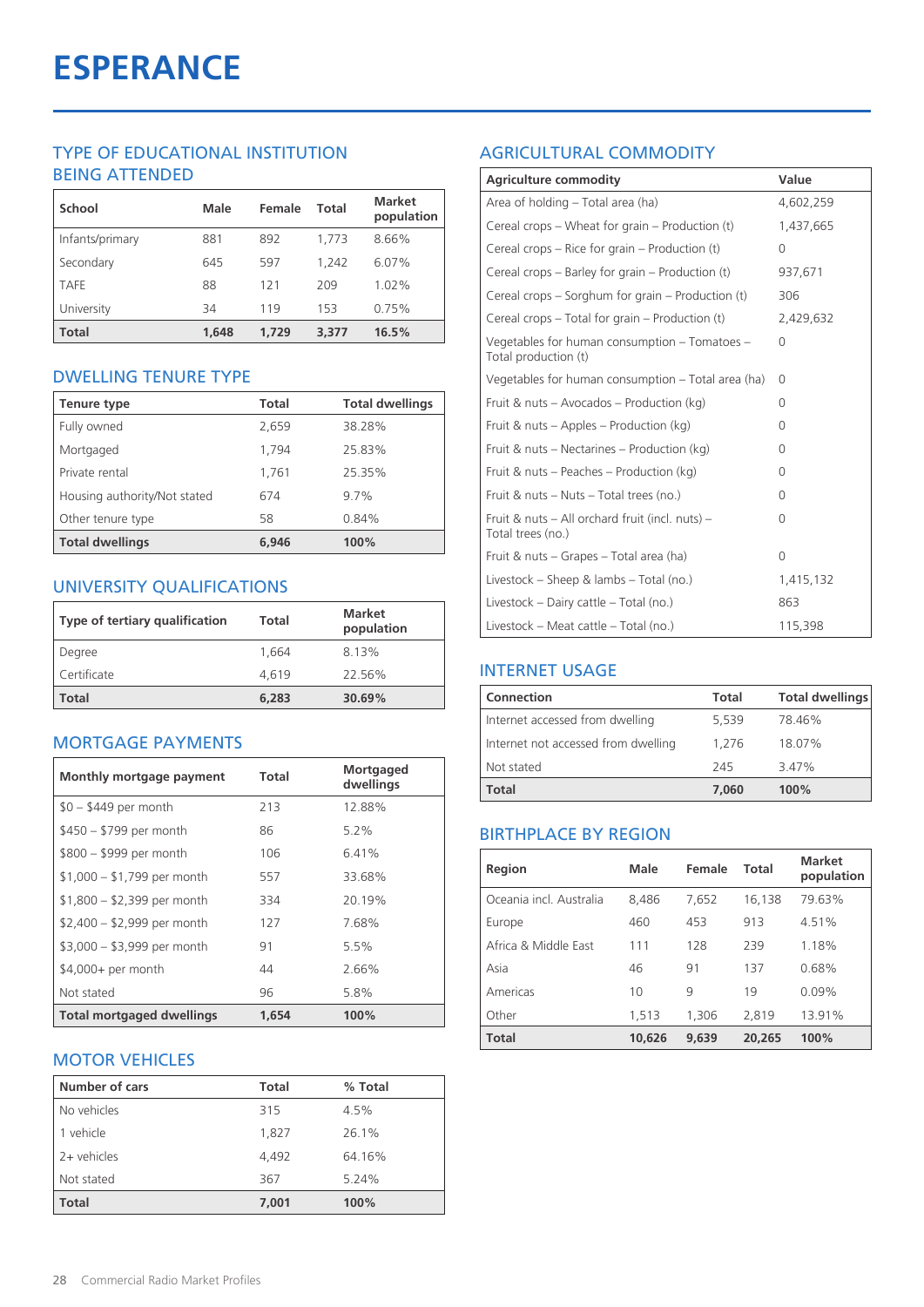# ESPERANCE

## TYPE OF EDUCATIONAL INSTITUTION BEING ATTENDED

| School | Male | Female | Total | Market population |
|---|---|---|---|---|
| Infants/primary | 881 | 892 | 1,773 | 8.66% |
| Secondary | 645 | 597 | 1,242 | 6.07% |
| TAFE | 88 | 121 | 209 | 1.02% |
| University | 34 | 119 | 153 | 0.75% |
| **Total** | **1,648** | **1,729** | **3,377** | **16.5%** |

## DWELLING TENURE TYPE

| Tenure type | Total | Total dwellings |
|---|---|---|
| Fully owned | 2,659 | 38.28% |
| Mortgaged | 1,794 | 25.83% |
| Private rental | 1,761 | 25.35% |
| Housing authority/Not stated | 674 | 9.7% |
| Other tenure type | 58 | 0.84% |
| **Total dwellings** | **6,946** | **100%** |

## UNIVERSITY QUALIFICATIONS

| Type of tertiary qualification | Total | Market population |
|---|---|---|
| Degree | 1,664 | 8.13% |
| Certificate | 4,619 | 22.56% |
| **Total** | **6,283** | **30.69%** |

## MORTGAGE PAYMENTS

| Monthly mortgage payment | Total | Mortgaged dwellings |
|---|---|---|
| $0 – $449 per month | 213 | 12.88% |
| $450 – $799 per month | 86 | 5.2% |
| $800 – $999 per month | 106 | 6.41% |
| $1,000 – $1,799 per month | 557 | 33.68% |
| $1,800 – $2,399 per month | 334 | 20.19% |
| $2,400 – $2,999 per month | 127 | 7.68% |
| $3,000 – $3,999 per month | 91 | 5.5% |
| $4,000+ per month | 44 | 2.66% |
| Not stated | 96 | 5.8% |
| **Total mortgaged dwellings** | **1,654** | **100%** |

## MOTOR VEHICLES

| Number of cars | Total | % Total |
|---|---|---|
| No vehicles | 315 | 4.5% |
| 1 vehicle | 1,827 | 26.1% |
| 2+ vehicles | 4,492 | 64.16% |
| Not stated | 367 | 5.24% |
| **Total** | **7,001** | **100%** |

## AGRICULTURAL COMMODITY

| Agriculture commodity | Value |
|---|---|
| Area of holding – Total area (ha) | 4,602,259 |
| Cereal crops – Wheat for grain – Production (t) | 1,437,665 |
| Cereal crops – Rice for grain – Production (t) | 0 |
| Cereal crops – Barley for grain – Production (t) | 937,671 |
| Cereal crops – Sorghum for grain – Production (t) | 306 |
| Cereal crops – Total for grain – Production (t) | 2,429,632 |
| Vegetables for human consumption – Tomatoes – Total production (t) | 0 |
| Vegetables for human consumption – Total area (ha) | 0 |
| Fruit & nuts – Avocados – Production (kg) | 0 |
| Fruit & nuts – Apples – Production (kg) | 0 |
| Fruit & nuts – Nectarines – Production (kg) | 0 |
| Fruit & nuts – Peaches – Production (kg) | 0 |
| Fruit & nuts – Nuts – Total trees (no.) | 0 |
| Fruit & nuts – All orchard fruit (incl. nuts) – Total trees (no.) | 0 |
| Fruit & nuts – Grapes – Total area (ha) | 0 |
| Livestock – Sheep & lambs – Total (no.) | 1,415,132 |
| Livestock – Dairy cattle – Total (no.) | 863 |
| Livestock – Meat cattle – Total (no.) | 115,398 |

## INTERNET USAGE

| Connection | Total | Total dwellings |
|---|---|---|
| Internet accessed from dwelling | 5,539 | 78.46% |
| Internet not accessed from dwelling | 1,276 | 18.07% |
| Not stated | 245 | 3.47% |
| **Total** | **7,060** | **100%** |

## BIRTHPLACE BY REGION

| Region | Male | Female | Total | Market population |
|---|---|---|---|---|
| Oceania incl. Australia | 8,486 | 7,652 | 16,138 | 79.63% |
| Europe | 460 | 453 | 913 | 4.51% |
| Africa & Middle East | 111 | 128 | 239 | 1.18% |
| Asia | 46 | 91 | 137 | 0.68% |
| Americas | 10 | 9 | 19 | 0.09% |
| Other | 1,513 | 1,306 | 2,819 | 13.91% |
| **Total** | **10,626** | **9,639** | **20,265** | **100%** |